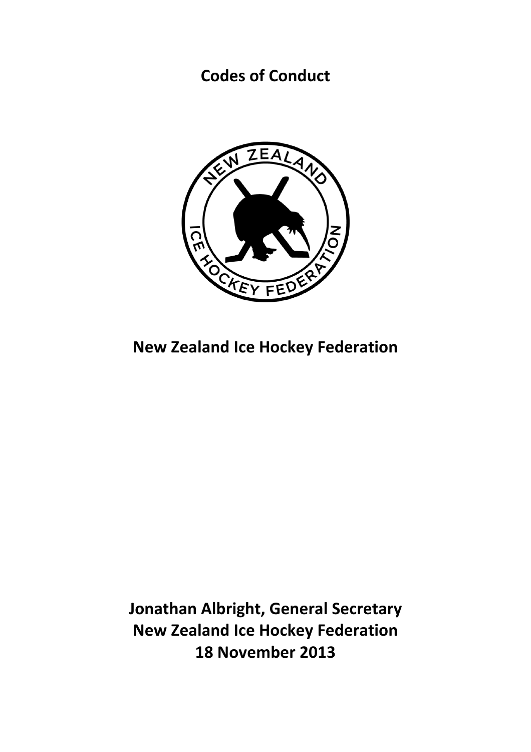# Codes of Conduct

## New Zealand Ice Hockey Federation

**Jonathan Albright, General Secretary**
**New Zealand Ice Hockey Federation**
**18 November 2013**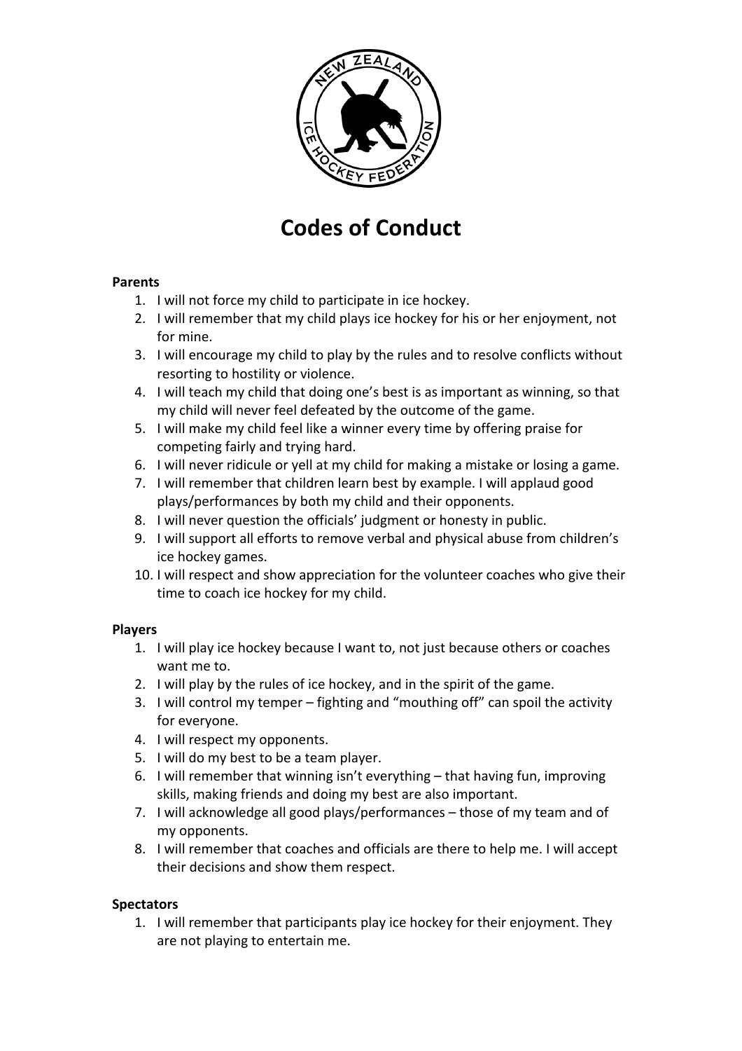# Codes of Conduct

**Parents**

1. I will not force my child to participate in ice hockey.
2. I will remember that my child plays ice hockey for his or her enjoyment, not for mine.
3. I will encourage my child to play by the rules and to resolve conflicts without resorting to hostility or violence.
4. I will teach my child that doing one's best is as important as winning, so that my child will never feel defeated by the outcome of the game.
5. I will make my child feel like a winner every time by offering praise for competing fairly and trying hard.
6. I will never ridicule or yell at my child for making a mistake or losing a game.
7. I will remember that children learn best by example. I will applaud good plays/performances by both my child and their opponents.
8. I will never question the officials' judgment or honesty in public.
9. I will support all efforts to remove verbal and physical abuse from children's ice hockey games.
10. I will respect and show appreciation for the volunteer coaches who give their time to coach ice hockey for my child.

**Players**

1. I will play ice hockey because I want to, not just because others or coaches want me to.
2. I will play by the rules of ice hockey, and in the spirit of the game.
3. I will control my temper – fighting and "mouthing off" can spoil the activity for everyone.
4. I will respect my opponents.
5. I will do my best to be a team player.
6. I will remember that winning isn't everything – that having fun, improving skills, making friends and doing my best are also important.
7. I will acknowledge all good plays/performances – those of my team and of my opponents.
8. I will remember that coaches and officials are there to help me. I will accept their decisions and show them respect.

**Spectators**

1. I will remember that participants play ice hockey for their enjoyment. They are not playing to entertain me.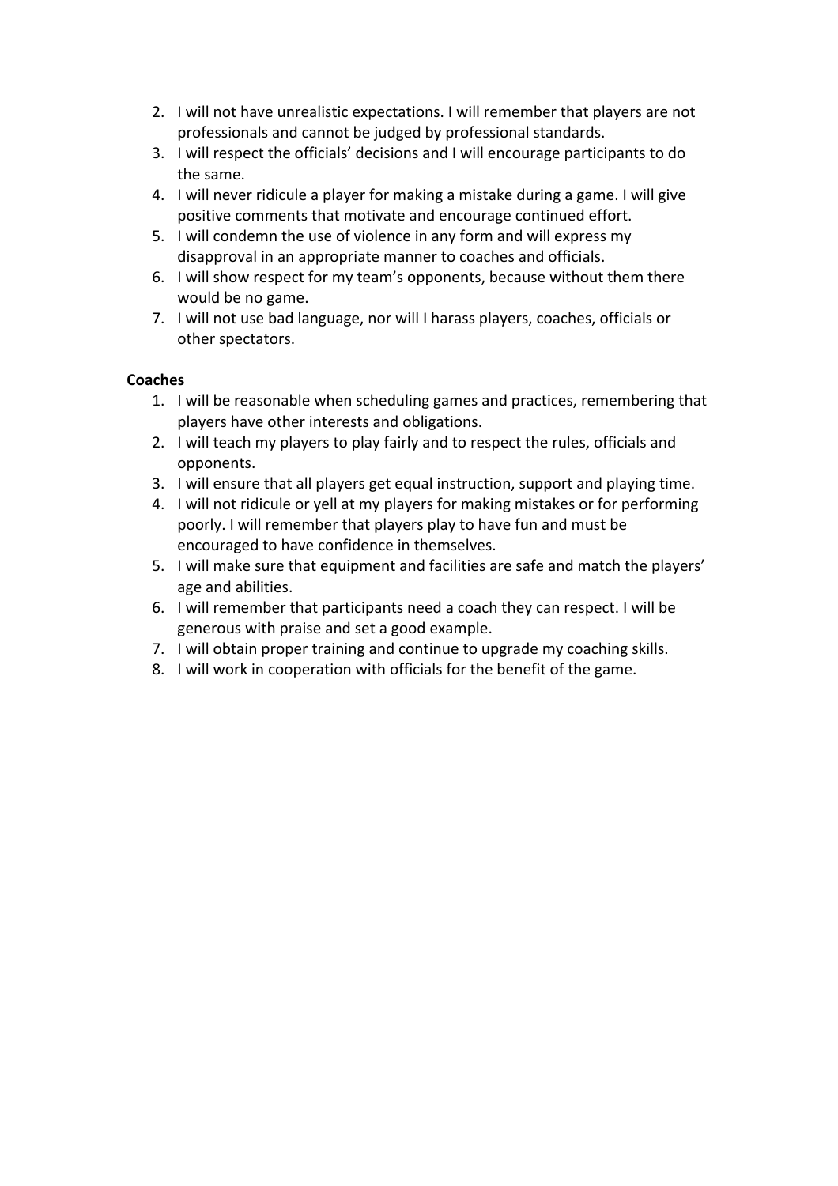2. I will not have unrealistic expectations. I will remember that players are not professionals and cannot be judged by professional standards.
3. I will respect the officials' decisions and I will encourage participants to do the same.
4. I will never ridicule a player for making a mistake during a game. I will give positive comments that motivate and encourage continued effort.
5. I will condemn the use of violence in any form and will express my disapproval in an appropriate manner to coaches and officials.
6. I will show respect for my team's opponents, because without them there would be no game.
7. I will not use bad language, nor will I harass players, coaches, officials or other spectators.

**Coaches**

1. I will be reasonable when scheduling games and practices, remembering that players have other interests and obligations.
2. I will teach my players to play fairly and to respect the rules, officials and opponents.
3. I will ensure that all players get equal instruction, support and playing time.
4. I will not ridicule or yell at my players for making mistakes or for performing poorly. I will remember that players play to have fun and must be encouraged to have confidence in themselves.
5. I will make sure that equipment and facilities are safe and match the players' age and abilities.
6. I will remember that participants need a coach they can respect. I will be generous with praise and set a good example.
7. I will obtain proper training and continue to upgrade my coaching skills.
8. I will work in cooperation with officials for the benefit of the game.